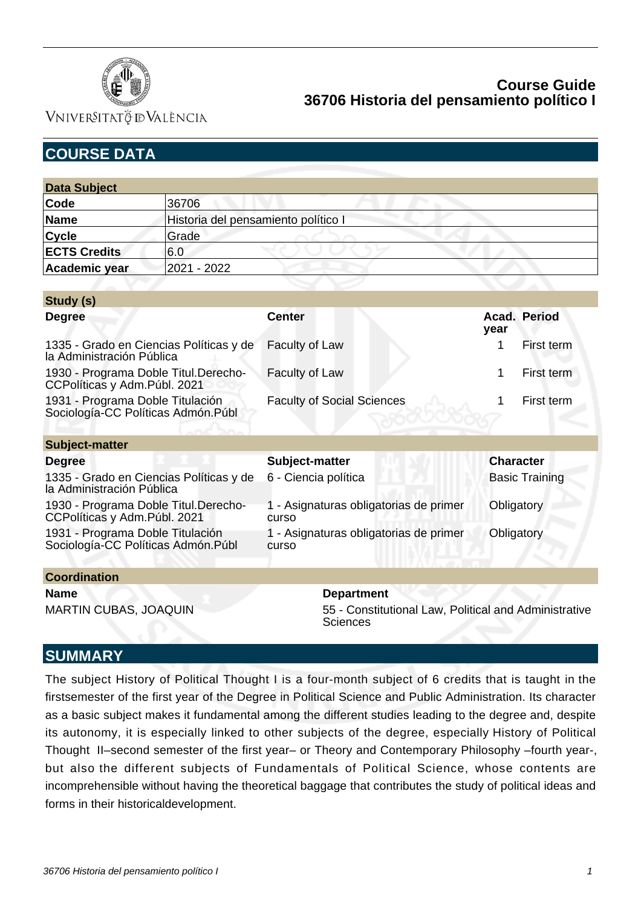# Course Guide
# 36706 Historia del pensamiento político I

## COURSE DATA

| Data Subject | |
|---|---|
| **Code** | 36706 |
| **Name** | Historia del pensamiento político I |
| **Cycle** | Grade |
| **ECTS Credits** | 6.0 |
| **Academic year** | 2021 - 2022 |

| Study (s) | | | |
|---|---|---|---|
| **Degree** | **Center** | **Acad. year** | **Period** |
| 1335 - Grado en Ciencias Políticas y de la Administración Pública | Faculty of Law | 1 | First term |
| 1930 - Programa Doble Titul.Derecho-CCPolíticas y Adm.Públ. 2021 | Faculty of Law | 1 | First term |
| 1931 - Programa Doble Titulación Sociología-CC Políticas Admón.Públ | Faculty of Social Sciences | 1 | First term |

| Subject-matter | | |
|---|---|---|
| **Degree** | **Subject-matter** | **Character** |
| 1335 - Grado en Ciencias Políticas y de la Administración Pública | 6 - Ciencia política | Basic Training |
| 1930 - Programa Doble Titul.Derecho-CCPolíticas y Adm.Públ. 2021 | 1 - Asignaturas obligatorias de primer curso | Obligatory |
| 1931 - Programa Doble Titulación Sociología-CC Políticas Admón.Públ | 1 - Asignaturas obligatorias de primer curso | Obligatory |

| Coordination | |
|---|---|
| **Name** | **Department** |
| MARTIN CUBAS, JOAQUIN | 55 - Constitutional Law, Political and Administrative Sciences |

## SUMMARY

The subject History of Political Thought I is a four-month subject of 6 credits that is taught in the firstsemester of the first year of the Degree in Political Science and Public Administration. Its character as a basic subject makes it fundamental among the different studies leading to the degree and, despite its autonomy, it is especially linked to other subjects of the degree, especially History of Political Thought II–second semester of the first year– or Theory and Contemporary Philosophy –fourth year-, but also the different subjects of Fundamentals of Political Science, whose contents are incomprehensible without having the theoretical baggage that contributes the study of political ideas and forms in their historicaldevelopment.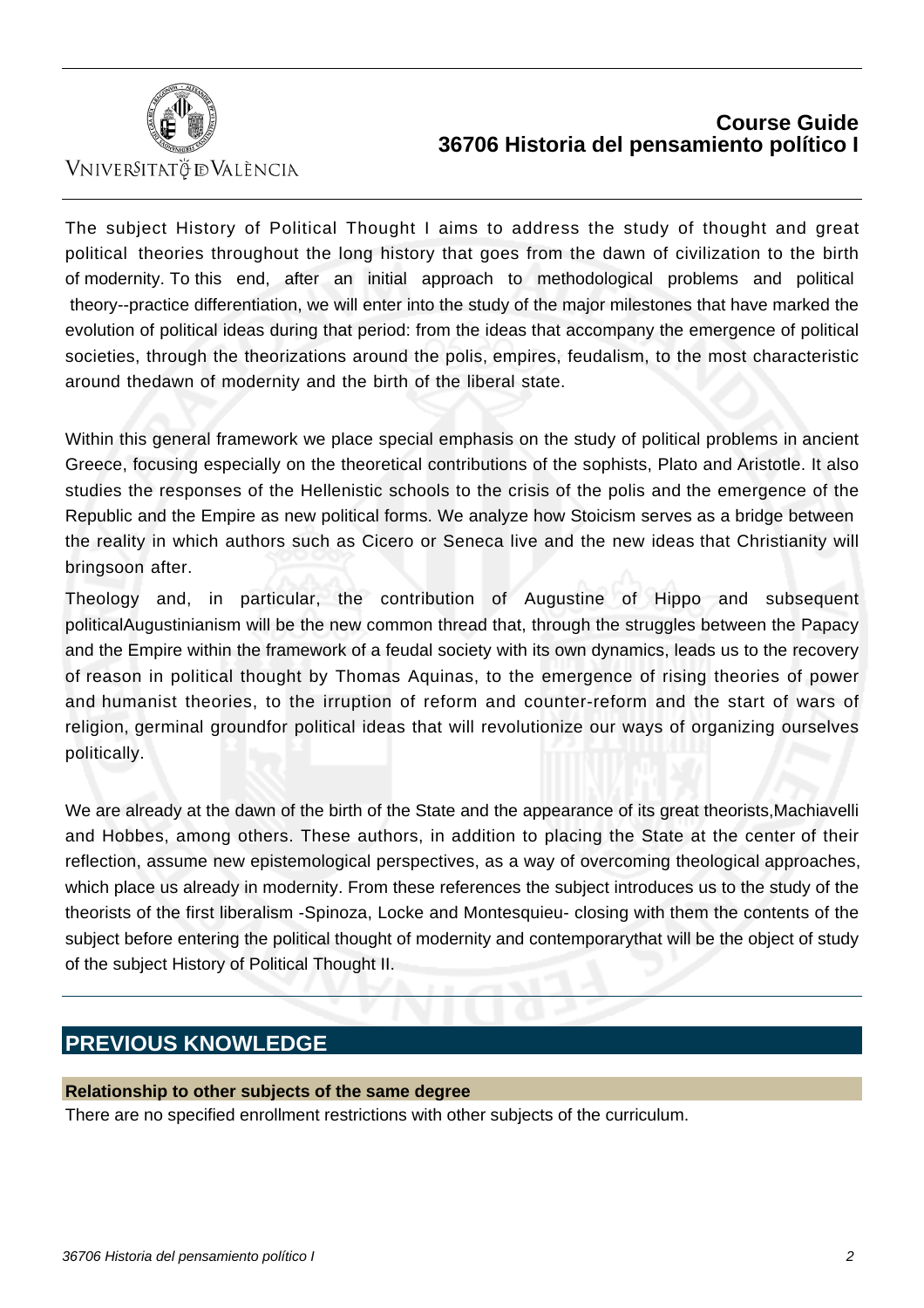The subject History of Political Thought I aims to address the study of thought and great political theories throughout the long history that goes from the dawn of civilization to the birth of modernity. To this end, after an initial approach to methodological problems and political theory--practice differentiation, we will enter into the study of the major milestones that have marked the evolution of political ideas during that period: from the ideas that accompany the emergence of political societies, through the theorizations around the polis, empires, feudalism, to the most characteristic around thedawn of modernity and the birth of the liberal state.

Within this general framework we place special emphasis on the study of political problems in ancient Greece, focusing especially on the theoretical contributions of the sophists, Plato and Aristotle. It also studies the responses of the Hellenistic schools to the crisis of the polis and the emergence of the Republic and the Empire as new political forms. We analyze how Stoicism serves as a bridge between the reality in which authors such as Cicero or Seneca live and the new ideas that Christianity will bringsoon after.

Theology and, in particular, the contribution of Augustine of Hippo and subsequent politicalAugustinianism will be the new common thread that, through the struggles between the Papacy and the Empire within the framework of a feudal society with its own dynamics, leads us to the recovery of reason in political thought by Thomas Aquinas, to the emergence of rising theories of power and humanist theories, to the irruption of reform and counter-reform and the start of wars of religion, germinal groundfor political ideas that will revolutionize our ways of organizing ourselves politically.

We are already at the dawn of the birth of the State and the appearance of its great theorists,Machiavelli and Hobbes, among others. These authors, in addition to placing the State at the center of their reflection, assume new epistemological perspectives, as a way of overcoming theological approaches, which place us already in modernity. From these references the subject introduces us to the study of the theorists of the first liberalism -Spinoza, Locke and Montesquieu- closing with them the contents of the subject before entering the political thought of modernity and contemporarythat will be the object of study of the subject History of Political Thought II.

## PREVIOUS KNOWLEDGE

### Relationship to other subjects of the same degree

There are no specified enrollment restrictions with other subjects of the curriculum.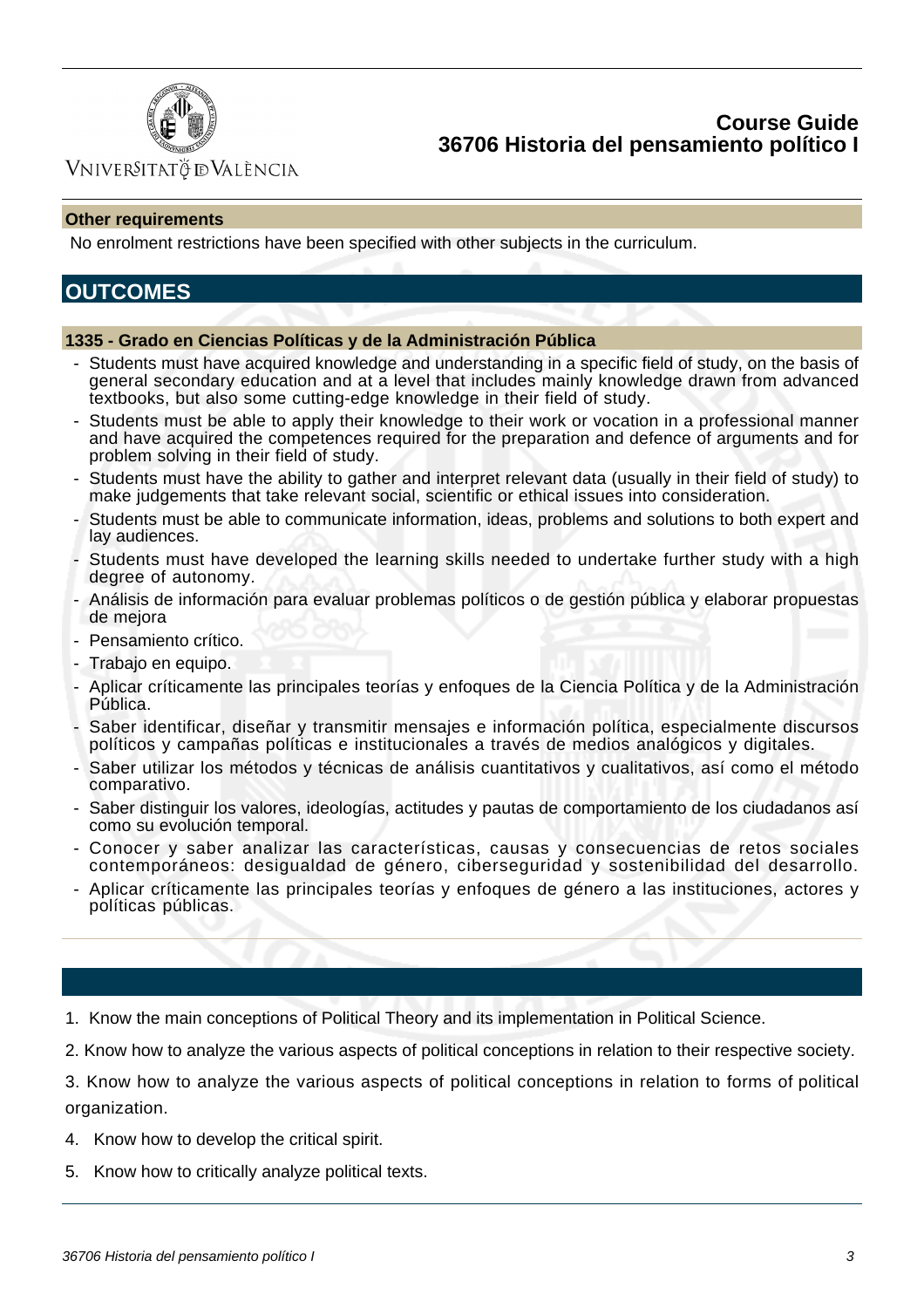### Other requirements

No enrolment restrictions have been specified with other subjects in the curriculum.

## OUTCOMES

### 1335 - Grado en Ciencias Políticas y de la Administración Pública

- Students must have acquired knowledge and understanding in a specific field of study, on the basis of general secondary education and at a level that includes mainly knowledge drawn from advanced textbooks, but also some cutting-edge knowledge in their field of study.
- Students must be able to apply their knowledge to their work or vocation in a professional manner and have acquired the competences required for the preparation and defence of arguments and for problem solving in their field of study.
- Students must have the ability to gather and interpret relevant data (usually in their field of study) to make judgements that take relevant social, scientific or ethical issues into consideration.
- Students must be able to communicate information, ideas, problems and solutions to both expert and lay audiences.
- Students must have developed the learning skills needed to undertake further study with a high degree of autonomy.
- Análisis de información para evaluar problemas políticos o de gestión pública y elaborar propuestas de mejora
- Pensamiento crítico.
- Trabajo en equipo.
- Aplicar críticamente las principales teorías y enfoques de la Ciencia Política y de la Administración Pública.
- Saber identificar, diseñar y transmitir mensajes e información política, especialmente discursos políticos y campañas políticas e institucionales a través de medios analógicos y digitales.
- Saber utilizar los métodos y técnicas de análisis cuantitativos y cualitativos, así como el método comparativo.
- Saber distinguir los valores, ideologías, actitudes y pautas de comportamiento de los ciudadanos así como su evolución temporal.
- Conocer y saber analizar las características, causas y consecuencias de retos sociales contemporáneos: desigualdad de género, ciberseguridad y sostenibilidad del desarrollo.
- Aplicar críticamente las principales teorías y enfoques de género a las instituciones, actores y políticas públicas.

1. Know the main conceptions of Political Theory and its implementation in Political Science.
2. Know how to analyze the various aspects of political conceptions in relation to their respective society.
3. Know how to analyze the various aspects of political conceptions in relation to forms of political organization.
4. Know how to develop the critical spirit.
5. Know how to critically analyze political texts.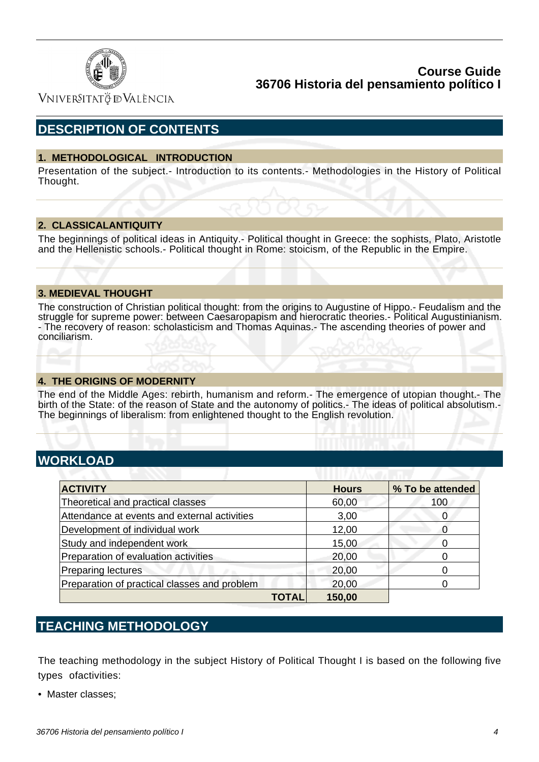## DESCRIPTION OF CONTENTS

### 1. METHODOLOGICAL INTRODUCTION

Presentation of the subject.- Introduction to its contents.- Methodologies in the History of Political Thought.

### 2. CLASSICALANTIQUITY

The beginnings of political ideas in Antiquity.- Political thought in Greece: the sophists, Plato, Aristotle and the Hellenistic schools.- Political thought in Rome: stoicism, of the Republic in the Empire.

### 3. MEDIEVAL THOUGHT

The construction of Christian political thought: from the origins to Augustine of Hippo.- Feudalism and the struggle for supreme power: between Caesaropapism and hierocratic theories.- Political Augustinianism. - The recovery of reason: scholasticism and Thomas Aquinas.- The ascending theories of power and conciliarism.

### 4. THE ORIGINS OF MODERNITY

The end of the Middle Ages: rebirth, humanism and reform.- The emergence of utopian thought.- The birth of the State: of the reason of State and the autonomy of politics.- The ideas of political absolutism.- The beginnings of liberalism: from enlightened thought to the English revolution.

## WORKLOAD

| ACTIVITY | Hours | % To be attended |
|---|---|---|
| Theoretical and practical classes | 60,00 | 100 |
| Attendance at events and external activities | 3,00 | 0 |
| Development of individual work | 12,00 | 0 |
| Study and independent work | 15,00 | 0 |
| Preparation of evaluation activities | 20,00 | 0 |
| Preparing lectures | 20,00 | 0 |
| Preparation of practical classes and problem | 20,00 | 0 |
| **TOTAL** | **150,00** | |

## TEACHING METHODOLOGY

The teaching methodology in the subject History of Political Thought I is based on the following five types ofactivities:

- Master classes;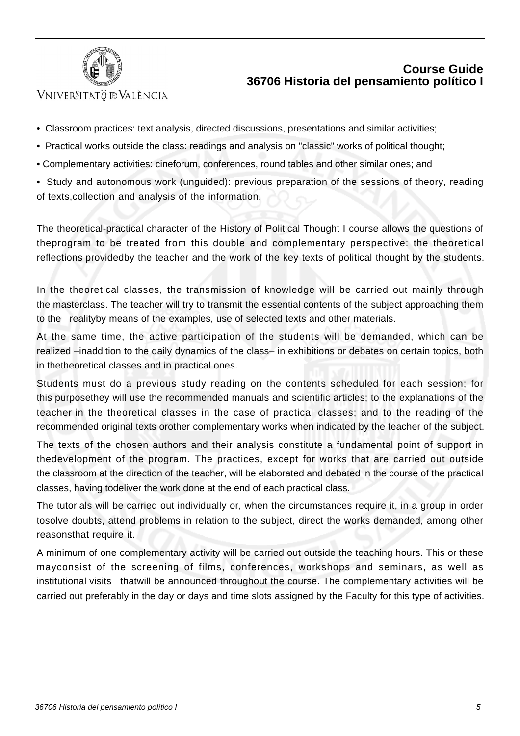- Classroom practices: text analysis, directed discussions, presentations and similar activities;
- Practical works outside the class: readings and analysis on "classic" works of political thought;
- Complementary activities: cineforum, conferences, round tables and other similar ones; and
- Study and autonomous work (unguided): previous preparation of the sessions of theory, reading of texts,collection and analysis of the information.

The theoretical-practical character of the History of Political Thought I course allows the questions of theprogram to be treated from this double and complementary perspective: the theoretical reflections providedby the teacher and the work of the key texts of political thought by the students.

In the theoretical classes, the transmission of knowledge will be carried out mainly through the masterclass. The teacher will try to transmit the essential contents of the subject approaching them to the realityby means of the examples, use of selected texts and other materials.

At the same time, the active participation of the students will be demanded, which can be realized –inaddition to the daily dynamics of the class– in exhibitions or debates on certain topics, both in thetheoretical classes and in practical ones.

Students must do a previous study reading on the contents scheduled for each session; for this purposethey will use the recommended manuals and scientific articles; to the explanations of the teacher in the theoretical classes in the case of practical classes; and to the reading of the recommended original texts orother complementary works when indicated by the teacher of the subject.

The texts of the chosen authors and their analysis constitute a fundamental point of support in thedevelopment of the program. The practices, except for works that are carried out outside the classroom at the direction of the teacher, will be elaborated and debated in the course of the practical classes, having todeliver the work done at the end of each practical class.

The tutorials will be carried out individually or, when the circumstances require it, in a group in order tosolve doubts, attend problems in relation to the subject, direct the works demanded, among other reasonsthat require it.

A minimum of one complementary activity will be carried out outside the teaching hours. This or these mayconsist of the screening of films, conferences, workshops and seminars, as well as institutional visits thatwill be announced throughout the course. The complementary activities will be carried out preferably in the day or days and time slots assigned by the Faculty for this type of activities.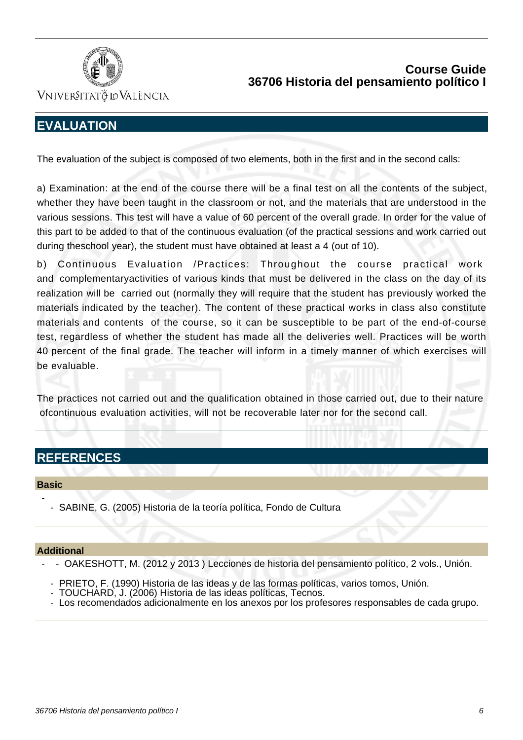## EVALUATION

The evaluation of the subject is composed of two elements, both in the first and in the second calls:

a) Examination: at the end of the course there will be a final test on all the contents of the subject, whether they have been taught in the classroom or not, and the materials that are understood in the various sessions. This test will have a value of 60 percent of the overall grade. In order for the value of this part to be added to that of the continuous evaluation (of the practical sessions and work carried out during theschool year), the student must have obtained at least a 4 (out of 10).

b) Continuous Evaluation /Practices: Throughout the course practical work and complementaryactivities of various kinds that must be delivered in the class on the day of its realization will be carried out (normally they will require that the student has previously worked the materials indicated by the teacher). The content of these practical works in class also constitute materials and contents of the course, so it can be susceptible to be part of the end-of-course test, regardless of whether the student has made all the deliveries well. Practices will be worth 40 percent of the final grade. The teacher will inform in a timely manner of which exercises will be evaluable.

The practices not carried out and the qualification obtained in those carried out, due to their nature ofcontinuous evaluation activities, will not be recoverable later nor for the second call.

## REFERENCES

### Basic

- SABINE, G. (2005) Historia de la teoría política, Fondo de Cultura

### Additional

- OAKESHOTT, M. (2012 y 2013 ) Lecciones de historia del pensamiento político, 2 vols., Unión.
- PRIETO, F. (1990) Historia de las ideas y de las formas políticas, varios tomos, Unión.
- TOUCHARD, J. (2006) Historia de las ideas políticas, Tecnos.
- Los recomendados adicionalmente en los anexos por los profesores responsables de cada grupo.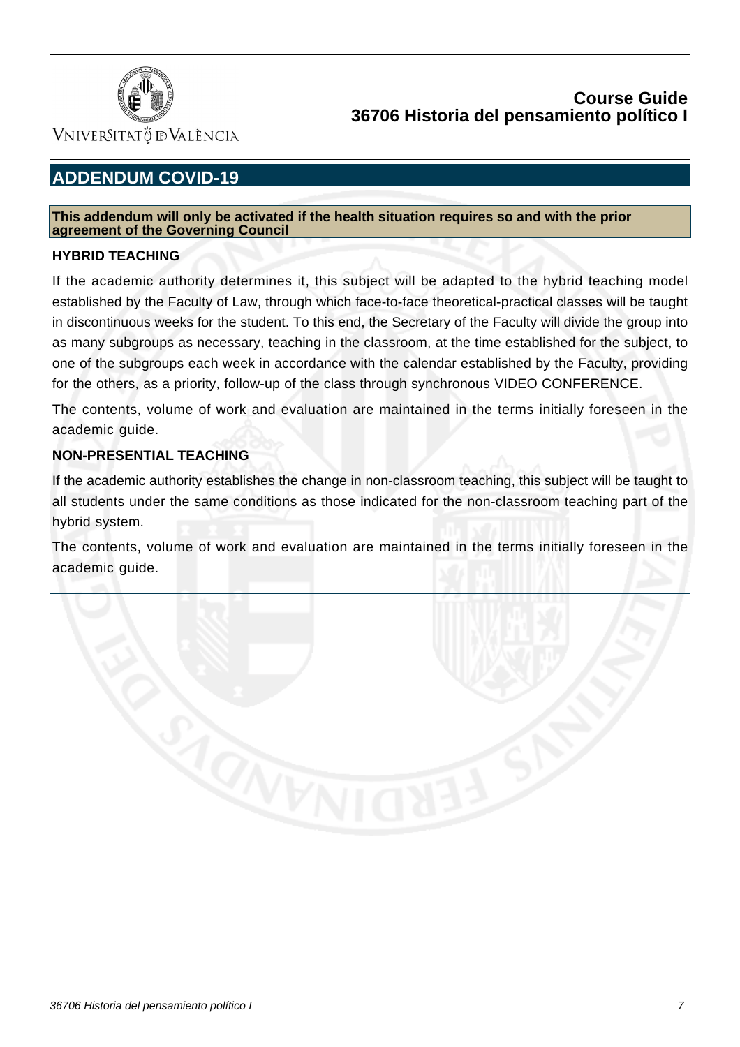## ADDENDUM COVID-19

**This addendum will only be activated if the health situation requires so and with the prior agreement of the Governing Council**

### HYBRID TEACHING

If the academic authority determines it, this subject will be adapted to the hybrid teaching model established by the Faculty of Law, through which face-to-face theoretical-practical classes will be taught in discontinuous weeks for the student. To this end, the Secretary of the Faculty will divide the group into as many subgroups as necessary, teaching in the classroom, at the time established for the subject, to one of the subgroups each week in accordance with the calendar established by the Faculty, providing for the others, as a priority, follow-up of the class through synchronous VIDEO CONFERENCE.

The contents, volume of work and evaluation are maintained in the terms initially foreseen in the academic guide.

### NON-PRESENTIAL TEACHING

If the academic authority establishes the change in non-classroom teaching, this subject will be taught to all students under the same conditions as those indicated for the non-classroom teaching part of the hybrid system.

The contents, volume of work and evaluation are maintained in the terms initially foreseen in the academic guide.